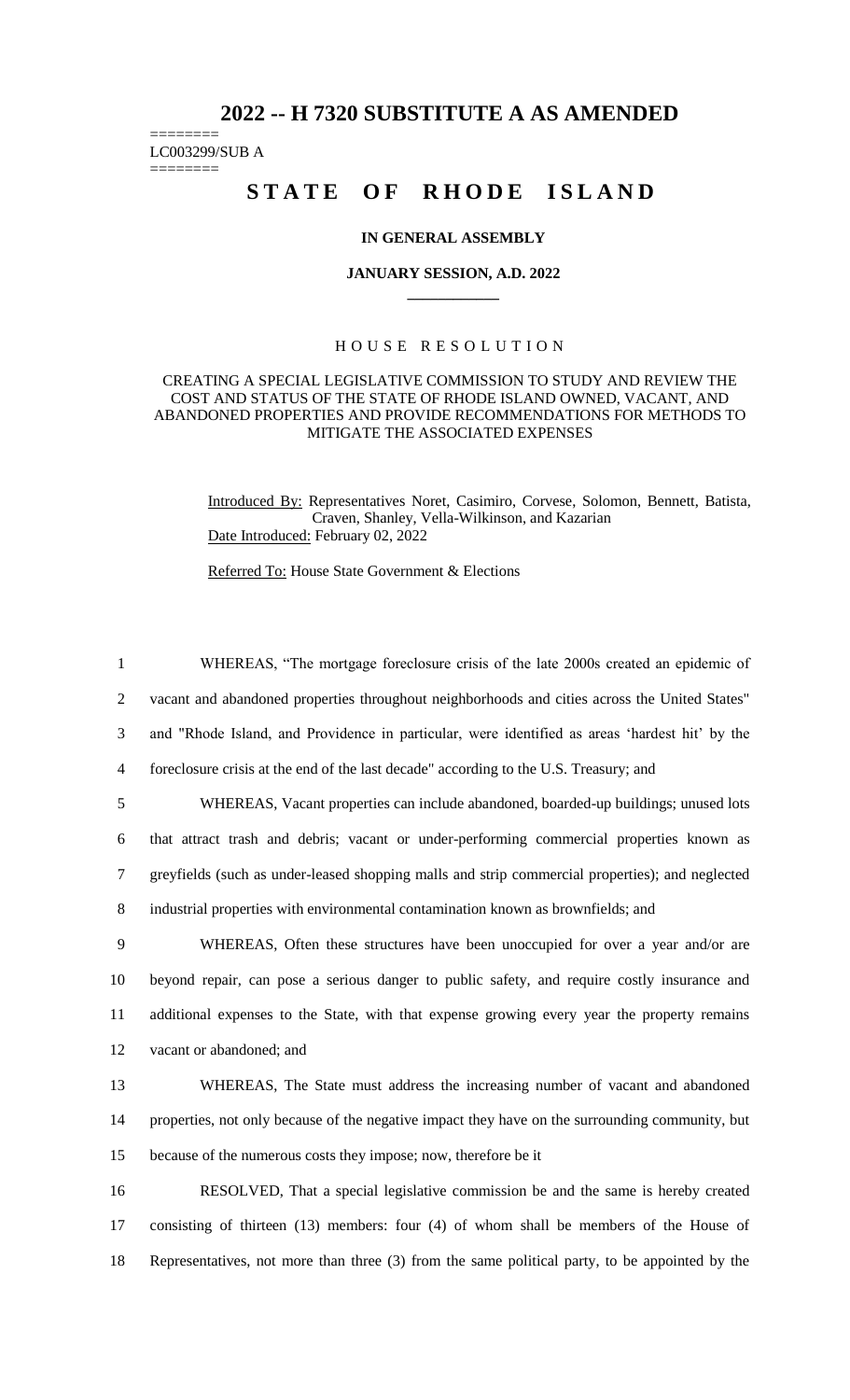# 2022 -- H 7320 SUBSTITUTE A AS AMENDED

========
LC003299/SUB A
========

# STATE OF RHODE ISLAND

**IN GENERAL ASSEMBLY**

**JANUARY SESSION, A.D. 2022**

____________

## HOUSE RESOLUTION

CREATING A SPECIAL LEGISLATIVE COMMISSION TO STUDY AND REVIEW THE COST AND STATUS OF THE STATE OF RHODE ISLAND OWNED, VACANT, AND ABANDONED PROPERTIES AND PROVIDE RECOMMENDATIONS FOR METHODS TO MITIGATE THE ASSOCIATED EXPENSES

Introduced By: Representatives Noret, Casimiro, Corvese, Solomon, Bennett, Batista, Craven, Shanley, Vella-Wilkinson, and Kazarian

Date Introduced: February 02, 2022

Referred To: House State Government & Elections

1 WHEREAS, "The mortgage foreclosure crisis of the late 2000s created an epidemic of
2 vacant and abandoned properties throughout neighborhoods and cities across the United States"
3 and "Rhode Island, and Providence in particular, were identified as areas 'hardest hit' by the
4 foreclosure crisis at the end of the last decade" according to the U.S. Treasury; and

5 WHEREAS, Vacant properties can include abandoned, boarded-up buildings; unused lots
6 that attract trash and debris; vacant or under-performing commercial properties known as
7 greyfields (such as under-leased shopping malls and strip commercial properties); and neglected
8 industrial properties with environmental contamination known as brownfields; and

9 WHEREAS, Often these structures have been unoccupied for over a year and/or are
10 beyond repair, can pose a serious danger to public safety, and require costly insurance and
11 additional expenses to the State, with that expense growing every year the property remains
12 vacant or abandoned; and

13 WHEREAS, The State must address the increasing number of vacant and abandoned
14 properties, not only because of the negative impact they have on the surrounding community, but
15 because of the numerous costs they impose; now, therefore be it

16 RESOLVED, That a special legislative commission be and the same is hereby created
17 consisting of thirteen (13) members: four (4) of whom shall be members of the House of
18 Representatives, not more than three (3) from the same political party, to be appointed by the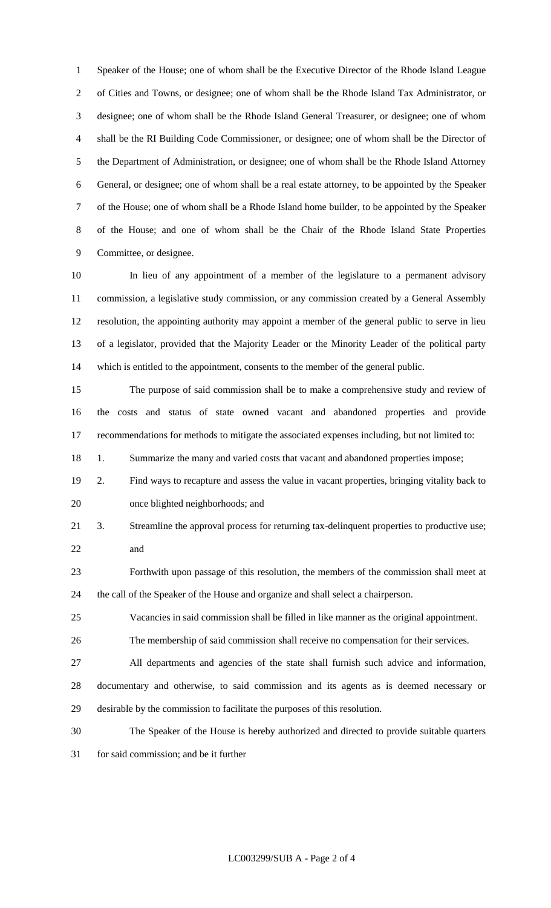Speaker of the House; one of whom shall be the Executive Director of the Rhode Island League of Cities and Towns, or designee; one of whom shall be the Rhode Island Tax Administrator, or designee; one of whom shall be the Rhode Island General Treasurer, or designee; one of whom shall be the RI Building Code Commissioner, or designee; one of whom shall be the Director of the Department of Administration, or designee; one of whom shall be the Rhode Island Attorney General, or designee; one of whom shall be a real estate attorney, to be appointed by the Speaker of the House; one of whom shall be a Rhode Island home builder, to be appointed by the Speaker of the House; and one of whom shall be the Chair of the Rhode Island State Properties Committee, or designee.

In lieu of any appointment of a member of the legislature to a permanent advisory commission, a legislative study commission, or any commission created by a General Assembly resolution, the appointing authority may appoint a member of the general public to serve in lieu of a legislator, provided that the Majority Leader or the Minority Leader of the political party which is entitled to the appointment, consents to the member of the general public.

The purpose of said commission shall be to make a comprehensive study and review of the costs and status of state owned vacant and abandoned properties and provide recommendations for methods to mitigate the associated expenses including, but not limited to:

1. Summarize the many and varied costs that vacant and abandoned properties impose;
2. Find ways to recapture and assess the value in vacant properties, bringing vitality back to once blighted neighborhoods; and
3. Streamline the approval process for returning tax-delinquent properties to productive use; and

Forthwith upon passage of this resolution, the members of the commission shall meet at the call of the Speaker of the House and organize and shall select a chairperson.

Vacancies in said commission shall be filled in like manner as the original appointment.

The membership of said commission shall receive no compensation for their services.

All departments and agencies of the state shall furnish such advice and information, documentary and otherwise, to said commission and its agents as is deemed necessary or desirable by the commission to facilitate the purposes of this resolution.

The Speaker of the House is hereby authorized and directed to provide suitable quarters for said commission; and be it further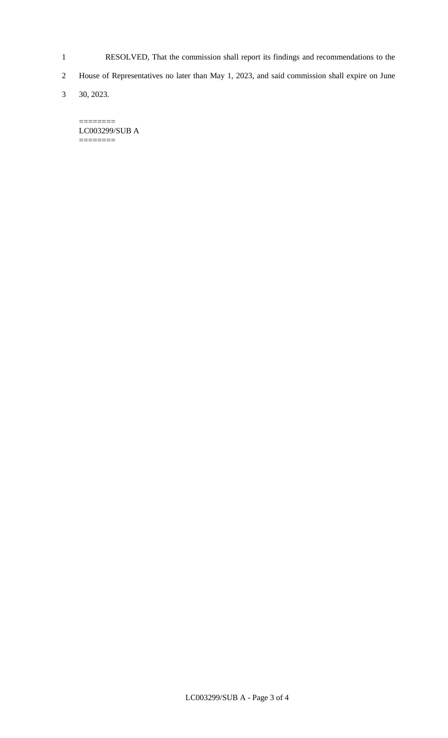RESOLVED, That the commission shall report its findings and recommendations to the House of Representatives no later than May 1, 2023, and said commission shall expire on June 30, 2023.

========
LC003299/SUB A
========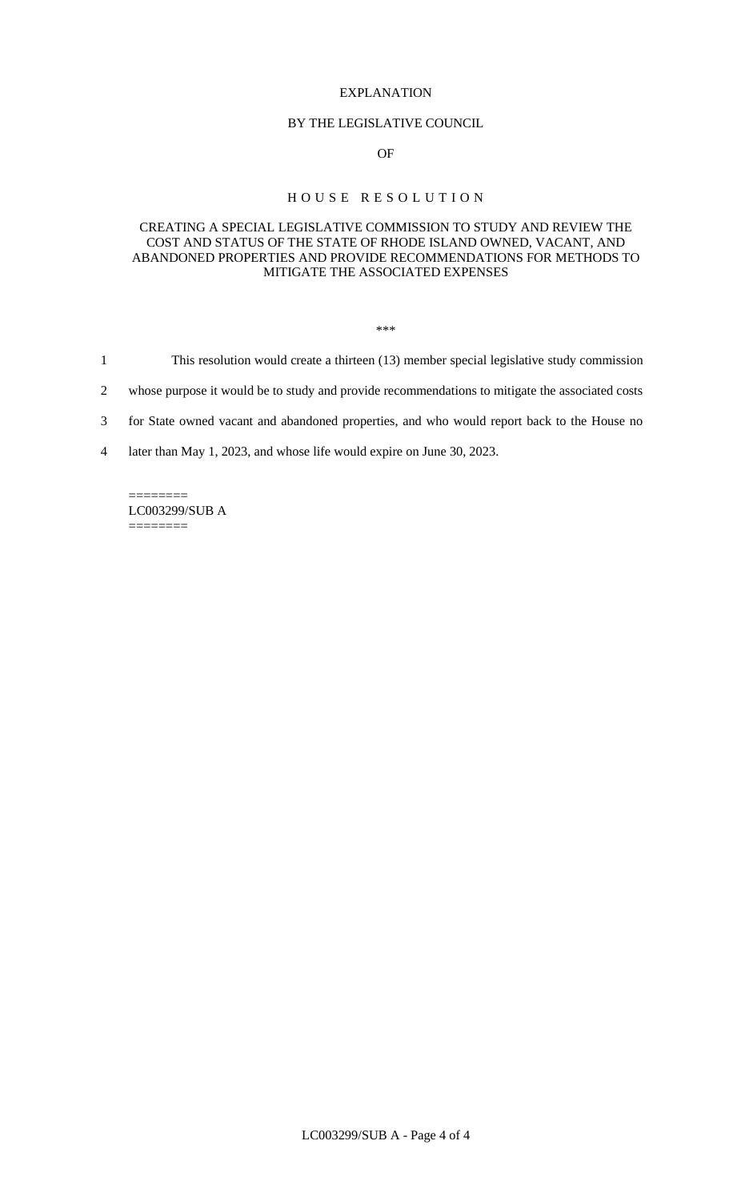EXPLANATION

BY THE LEGISLATIVE COUNCIL

OF

H O U S E   R E S O L U T I O N

CREATING A SPECIAL LEGISLATIVE COMMISSION TO STUDY AND REVIEW THE COST AND STATUS OF THE STATE OF RHODE ISLAND OWNED, VACANT, AND ABANDONED PROPERTIES AND PROVIDE RECOMMENDATIONS FOR METHODS TO MITIGATE THE ASSOCIATED EXPENSES

***

1 This resolution would create a thirteen (13) member special legislative study commission
2 whose purpose it would be to study and provide recommendations to mitigate the associated costs
3 for State owned vacant and abandoned properties, and who would report back to the House no
4 later than May 1, 2023, and whose life would expire on June 30, 2023.

========
LC003299/SUB A
========